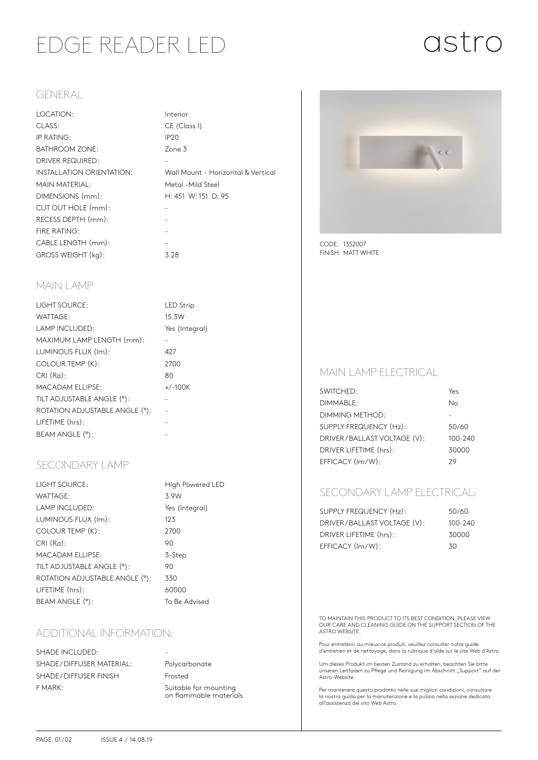# EDGE READER LED

astro

## GENERAL

| | |
|---|---|
| LOCATION: | Interior |
| CLASS: | CE (Class I) |
| IP RATING: | IP20 |
| BATHROOM ZONE: | Zone 3 |
| DRIVER REQUIRED: | - |
| INSTALLATION ORIENTATION: | Wall Mount - Horizontal & Vertical |
| MAIN MATERIAL: | Metal -Mild Steel |
| DIMENSIONS (mm): | H: 451 W: 151 D: 95 |
| CUT OUT HOLE (mm): | - |
| RECESS DEPTH (mm): | - |
| FIRE RATING: | - |
| CABLE LENGTH (mm): | - |
| GROSS WEIGHT (kg): | 3.28 |

CODE: 1352007
FINISH: MATT WHITE

## MAIN LAMP

| | |
|---|---|
| LIGHT SOURCE: | LED Strip |
| WATTAGE: | 15.3W |
| LAMP INCLUDED: | Yes (Integral) |
| MAXIMUM LAMP LENGTH (mm): | - |
| LUMINOUS FLUX (lm): | 427 |
| COLOUR TEMP (K): | 2700 |
| CRI (Ra): | 80 |
| MACADAM ELLIPSE: | +/-100K |
| TILT ADJUSTABLE ANGLE (°): | - |
| ROTATION ADJUSTABLE ANGLE (°): | - |
| LIFETIME (hrs): | - |
| BEAM ANGLE (°): | - |

## MAIN LAMP ELECTRICAL

| | |
|---|---|
| SWITCHED: | Yes |
| DIMMABLE: | No |
| DIMMING METHOD: | - |
| SUPPLY FREQUENCY (Hz): | 50/60 |
| DRIVER/BALLAST VOLTAGE (V): | 100-240 |
| DRIVER LIFETIME (hrs): | 30000 |
| EFFICACY (lm/W): | 29 |

## SECONDARY LAMP

| | |
|---|---|
| LIGHT SOURCE: | High Powered LED |
| WATTAGE: | 3.9W |
| LAMP INCLUDED: | Yes (Integral) |
| LUMINOUS FLUX (lm): | 123 |
| COLOUR TEMP (K): | 2700 |
| CRI (Ra): | 90 |
| MACADAM ELLIPSE: | 3-Step |
| TILT ADJUSTABLE ANGLE (°): | 90 |
| ROTATION ADJUSTABLE ANGLE (°): | 330 |
| LIFETIME (hrs): | 60000 |
| BEAM ANGLE (°): | To Be Advised |

## SECONDARY LAMP ELECTRICAL:

| | |
|---|---|
| SUPPLY FREQUENCY (Hz): | 50/60 |
| DRIVER/BALLAST VOLTAGE (V): | 100-240 |
| DRIVER LIFETIME (hrs): | 30000 |
| EFFICACY (lm/W): | 30 |

## ADDITIONAL INFORMATION:

| | |
|---|---|
| SHADE INCLUDED: | - |
| SHADE/DIFFUSER MATERIAL: | Polycarbonate |
| SHADE/DIFFUSER FINISH | Frosted |
| F MARK: | Suitable for mounting on flammable materials |

TO MAINTAIN THIS PRODUCT TO ITS BEST CONDITION, PLEASE VIEW OUR CARE AND CLEANING GUIDE ON THE SUPPORT SECTION OF THE ASTRO WEBSITE.

Pour entretenir au mieux ce produit, veuillez consulter notre guide d'entretien et de nettoyage, dans la rubrique d'aide sur le site Web d'Astro.

Um dieses Produkt im besten Zustand zu erhalten, beachten Sie bitte unseren Leitfaden zu Pflege und Reinigung im Abschnitt „Support" auf der Astro-Website.

Per mantenere questo prodotto nelle sue migliori condizioni, consultare la nostra guida per la manutenzione e la pulizia nella sezione dedicata all'assistenza del sito Web Astro.

ISSUE 4 / 14.08.19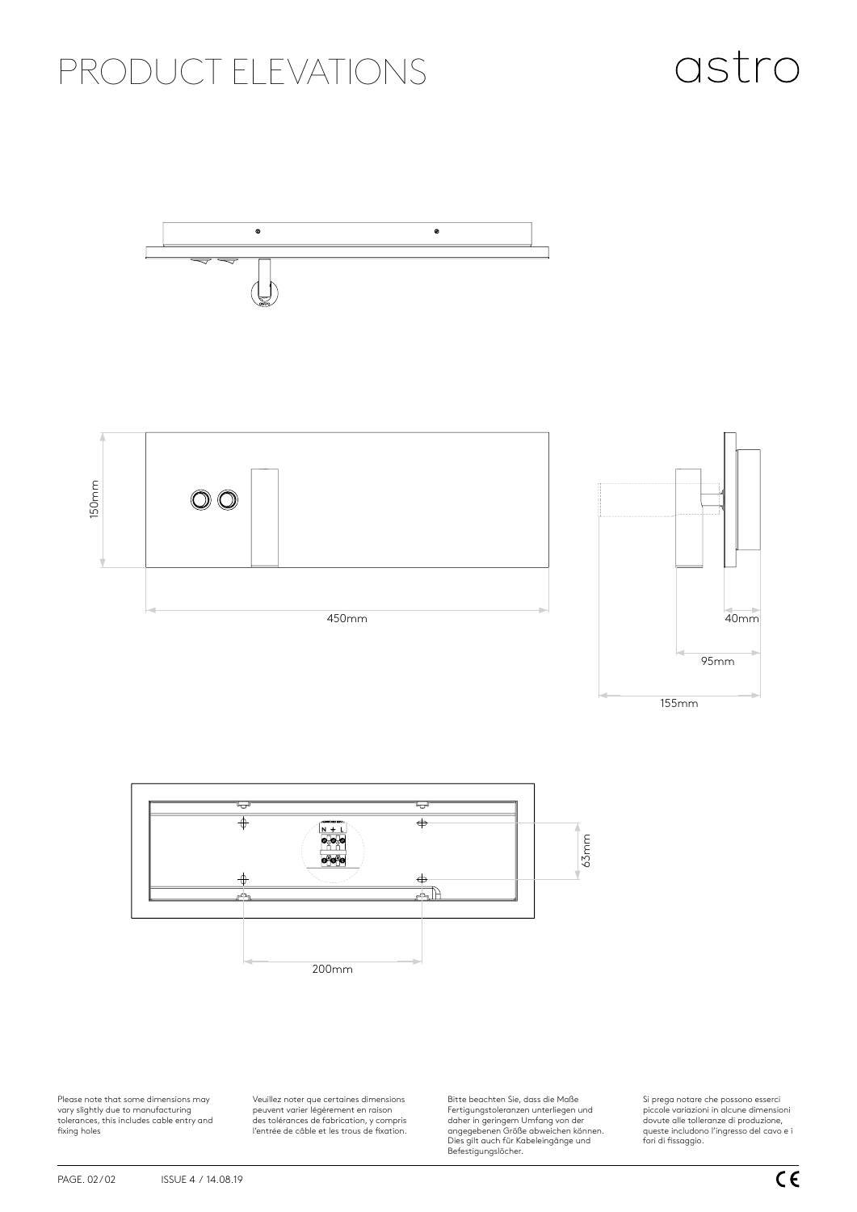# PRODUCT ELEVATIONS

astro

150mm

450mm

40mm

95mm

155mm

63mm

200mm

Please note that some dimensions may vary slightly due to manufacturing tolerances, this includes cable entry and fixing holes

Veuillez noter que certaines dimensions peuvent varier légèrement en raison des tolérances de fabrication, y compris l'entrée de câble et les trous de fixation.

Bitte beachten Sie, dass die Maße Fertigungstoleranzen unterliegen und daher in geringem Umfang von der angegebenen Größe abweichen können. Dies gilt auch für Kabeleingänge und Befestigungslöcher.

Si prega notare che possono esserci piccole variazioni in alcune dimensioni dovute alle tolleranze di produzione, queste includono l'ingresso del cavo e i fori di fissaggio.

ISSUE 4 / 14.08.19